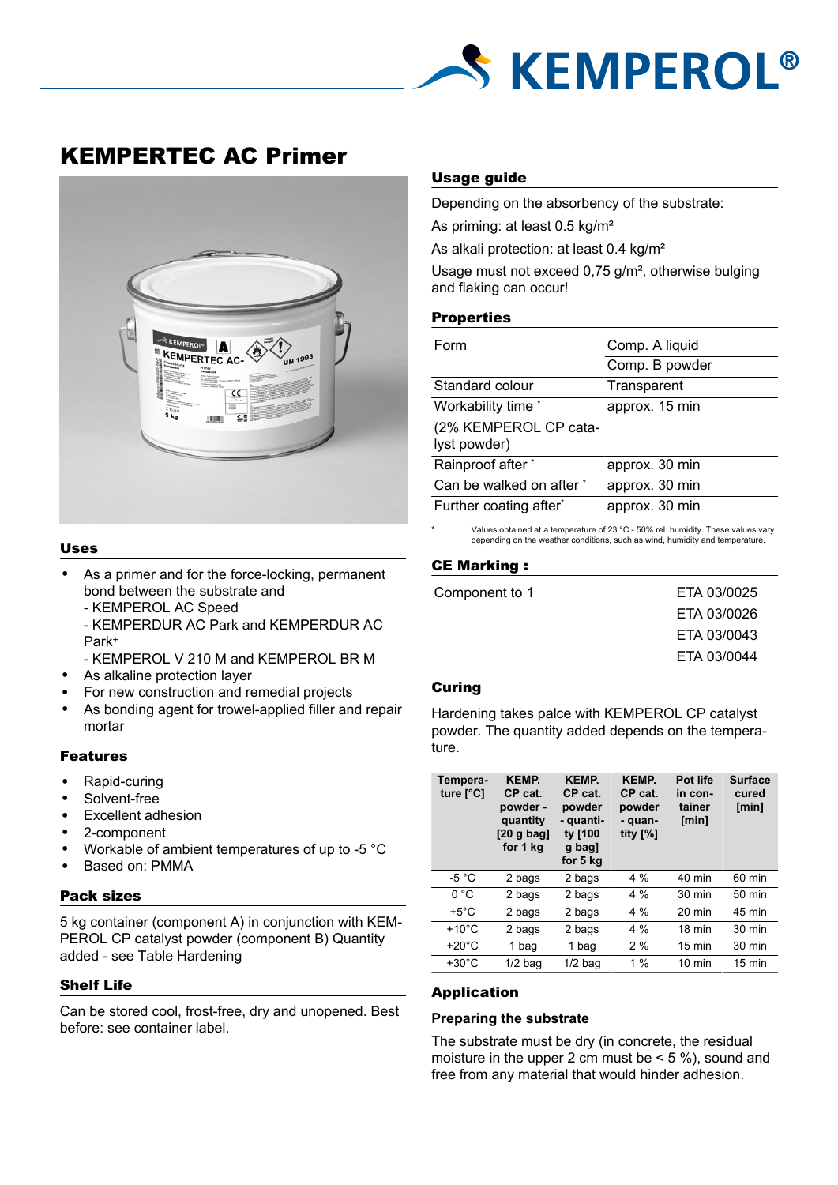# KEMPERTEC AC Primer

## Uses

- As a primer and for the force-locking, permanent bond between the substrate and
  - KEMPEROL AC Speed
  - KEMPERDUR AC Park and KEMPERDUR AC Park⁺
  - KEMPEROL V 210 M and KEMPEROL BR M
- As alkaline protection layer
- For new construction and remedial projects
- As bonding agent for trowel-applied filler and repair mortar

## Features

- Rapid-curing
- Solvent-free
- Excellent adhesion
- 2-component
- Workable of ambient temperatures of up to -5 °C
- Based on: PMMA

## Pack sizes

5 kg container (component A) in conjunction with KEMPEROL CP catalyst powder (component B) Quantity added - see Table Hardening

## Shelf Life

Can be stored cool, frost-free, dry and unopened. Best before: see container label.

## Usage guide

Depending on the absorbency of the substrate:

As priming: at least 0.5 kg/m²

As alkali protection: at least 0.4 kg/m²

Usage must not exceed 0,75 g/m², otherwise bulging and flaking can occur!

## Properties

| | |
|---|---|
| Form | Comp. A liquid |
| | Comp. B powder |
| Standard colour | Transparent |
| Workability time * (2% KEMPEROL CP catalyst powder) | approx. 15 min |
| Rainproof after * | approx. 30 min |
| Can be walked on after * | approx. 30 min |
| Further coating after* | approx. 30 min |

\* Values obtained at a temperature of 23 °C - 50% rel. humidity. These values vary depending on the weather conditions, such as wind, humidity and temperature.

## CE Marking :

| | |
|---|---|
| Component to 1 | ETA 03/0025 |
| | ETA 03/0026 |
| | ETA 03/0043 |
| | ETA 03/0044 |

## Curing

Hardening takes palce with KEMPEROL CP catalyst powder. The quantity added depends on the temperature.

| Temperature [°C] | KEMP. CP cat. powder - quantity [20 g bag] for 1 kg | KEMP. CP cat. powder - quantity [100 g bag] for 5 kg | KEMP. CP cat. powder - quantity [%] | Pot life in container [min] | Surface cured [min] |
|---|---|---|---|---|---|
| -5 °C | 2 bags | 2 bags | 4 % | 40 min | 60 min |
| 0 °C | 2 bags | 2 bags | 4 % | 30 min | 50 min |
| +5°C | 2 bags | 2 bags | 4 % | 20 min | 45 min |
| +10°C | 2 bags | 2 bags | 4 % | 18 min | 30 min |
| +20°C | 1 bag | 1 bag | 2 % | 15 min | 30 min |
| +30°C | 1/2 bag | 1/2 bag | 1 % | 10 min | 15 min |

## Application

### Preparing the substrate

The substrate must be dry (in concrete, the residual moisture in the upper 2 cm must be < 5 %), sound and free from any material that would hinder adhesion.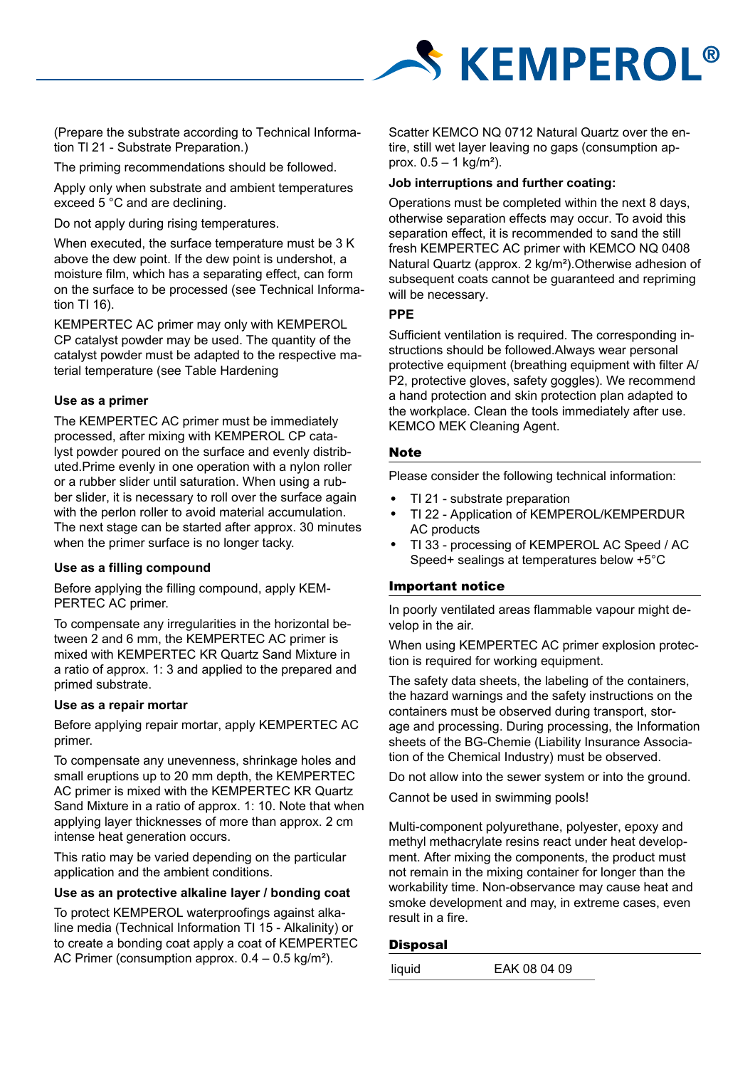(Prepare the substrate according to Technical Information TI 21 - Substrate Preparation.)

The priming recommendations should be followed.

Apply only when substrate and ambient temperatures exceed 5 °C and are declining.

Do not apply during rising temperatures.

When executed, the surface temperature must be 3 K above the dew point. If the dew point is undershot, a moisture film, which has a separating effect, can form on the surface to be processed (see Technical Information TI 16).

KEMPERTEC AC primer may only with KEMPEROL CP catalyst powder may be used. The quantity of the catalyst powder must be adapted to the respective material temperature (see Table Hardening

### Use as a primer

The KEMPERTEC AC primer must be immediately processed, after mixing with KEMPEROL CP catalyst powder poured on the surface and evenly distributed.Prime evenly in one operation with a nylon roller or a rubber slider until saturation. When using a rubber slider, it is necessary to roll over the surface again with the perlon roller to avoid material accumulation. The next stage can be started after approx. 30 minutes when the primer surface is no longer tacky.

### Use as a filling compound

Before applying the filling compound, apply KEMPERTEC AC primer.

To compensate any irregularities in the horizontal between 2 and 6 mm, the KEMPERTEC AC primer is mixed with KEMPERTEC KR Quartz Sand Mixture in a ratio of approx. 1: 3 and applied to the prepared and primed substrate.

### Use as a repair mortar

Before applying repair mortar, apply KEMPERTEC AC primer.

To compensate any unevenness, shrinkage holes and small eruptions up to 20 mm depth, the KEMPERTEC AC primer is mixed with the KEMPERTEC KR Quartz Sand Mixture in a ratio of approx. 1: 10. Note that when applying layer thicknesses of more than approx. 2 cm intense heat generation occurs.

This ratio may be varied depending on the particular application and the ambient conditions.

### Use as an protective alkaline layer / bonding coat

To protect KEMPEROL waterproofings against alkaline media (Technical Information TI 15 - Alkalinity) or to create a bonding coat apply a coat of KEMPERTEC AC Primer (consumption approx. 0.4 – 0.5 kg/m²).

Scatter KEMCO NQ 0712 Natural Quartz over the entire, still wet layer leaving no gaps (consumption approx. 0.5 – 1 kg/m²).

### Job interruptions and further coating:

Operations must be completed within the next 8 days, otherwise separation effects may occur. To avoid this separation effect, it is recommended to sand the still fresh KEMPERTEC AC primer with KEMCO NQ 0408 Natural Quartz (approx. 2 kg/m²).Otherwise adhesion of subsequent coats cannot be guaranteed and repriming will be necessary.

### PPE

Sufficient ventilation is required. The corresponding instructions should be followed.Always wear personal protective equipment (breathing equipment with filter A/P2, protective gloves, safety goggles). We recommend a hand protection and skin protection plan adapted to the workplace. Clean the tools immediately after use. KEMCO MEK Cleaning Agent.

## Note

Please consider the following technical information:

- TI 21 - substrate preparation
- TI 22 - Application of KEMPEROL/KEMPERDUR AC products
- TI 33 - processing of KEMPEROL AC Speed / AC Speed+ sealings at temperatures below +5°C

## Important notice

In poorly ventilated areas flammable vapour might develop in the air.

When using KEMPERTEC AC primer explosion protection is required for working equipment.

The safety data sheets, the labeling of the containers, the hazard warnings and the safety instructions on the containers must be observed during transport, storage and processing. During processing, the Information sheets of the BG-Chemie (Liability Insurance Association of the Chemical Industry) must be observed.

Do not allow into the sewer system or into the ground.

Cannot be used in swimming pools!

Multi-component polyurethane, polyester, epoxy and methyl methacrylate resins react under heat development. After mixing the components, the product must not remain in the mixing container for longer than the workability time. Non-observance may cause heat and smoke development and may, in extreme cases, even result in a fire.

## Disposal

| liquid | EAK 08 04 09 |
|---|---|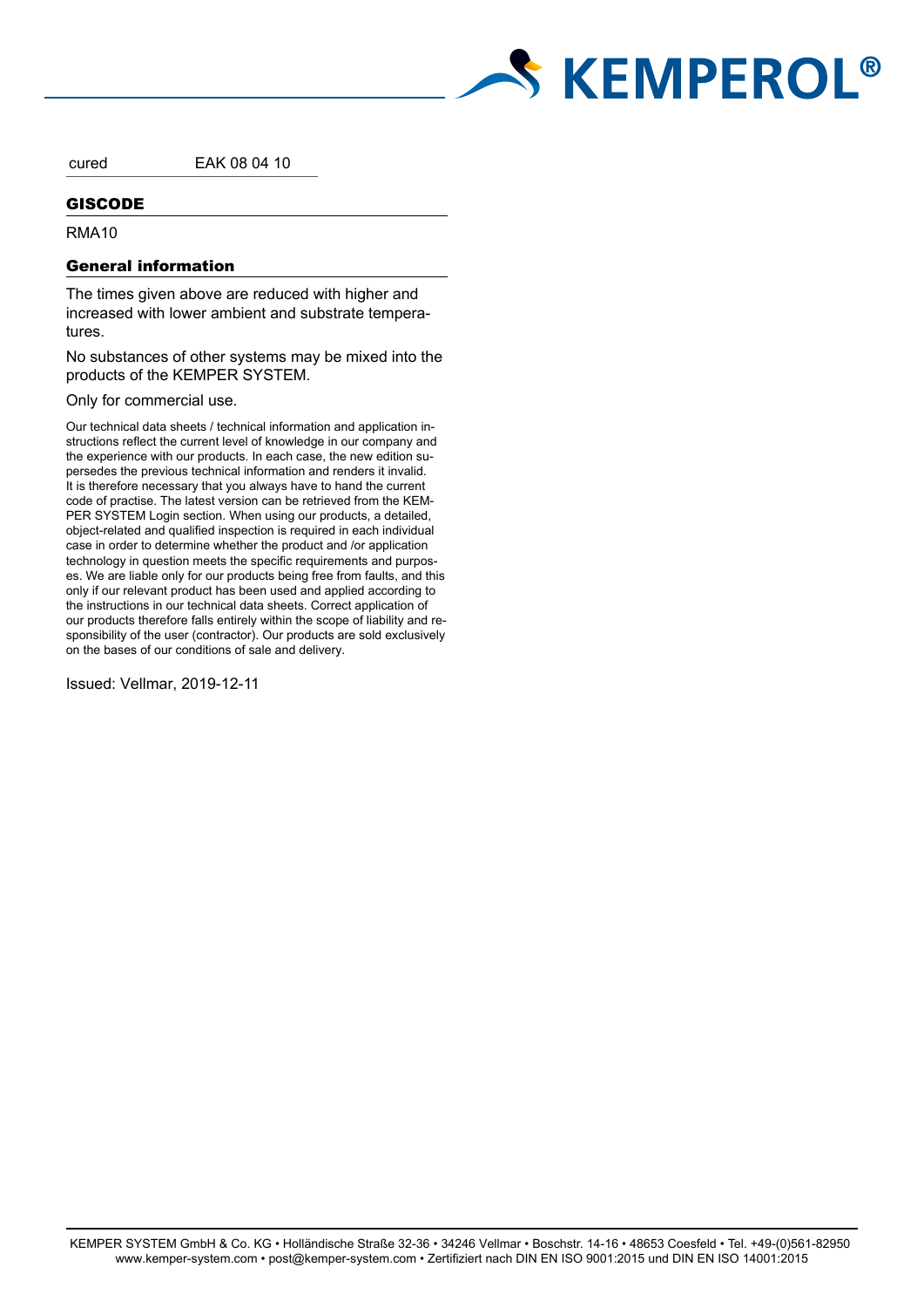| | |
|---|---|
| cured | EAK 08 04 10 |

## GISCODE

RMA10

## General information

The times given above are reduced with higher and increased with lower ambient and substrate temperatures.

No substances of other systems may be mixed into the products of the KEMPER SYSTEM.

Only for commercial use.

Our technical data sheets / technical information and application instructions reflect the current level of knowledge in our company and the experience with our products. In each case, the new edition supersedes the previous technical information and renders it invalid. It is therefore necessary that you always have to hand the current code of practise. The latest version can be retrieved from the KEMPER SYSTEM Login section. When using our products, a detailed, object-related and qualified inspection is required in each individual case in order to determine whether the product and /or application technology in question meets the specific requirements and purposes. We are liable only for our products being free from faults, and this only if our relevant product has been used and applied according to the instructions in our technical data sheets. Correct application of our products therefore falls entirely within the scope of liability and responsibility of the user (contractor). Our products are sold exclusively on the bases of our conditions of sale and delivery.

Issued: Vellmar, 2019-12-11